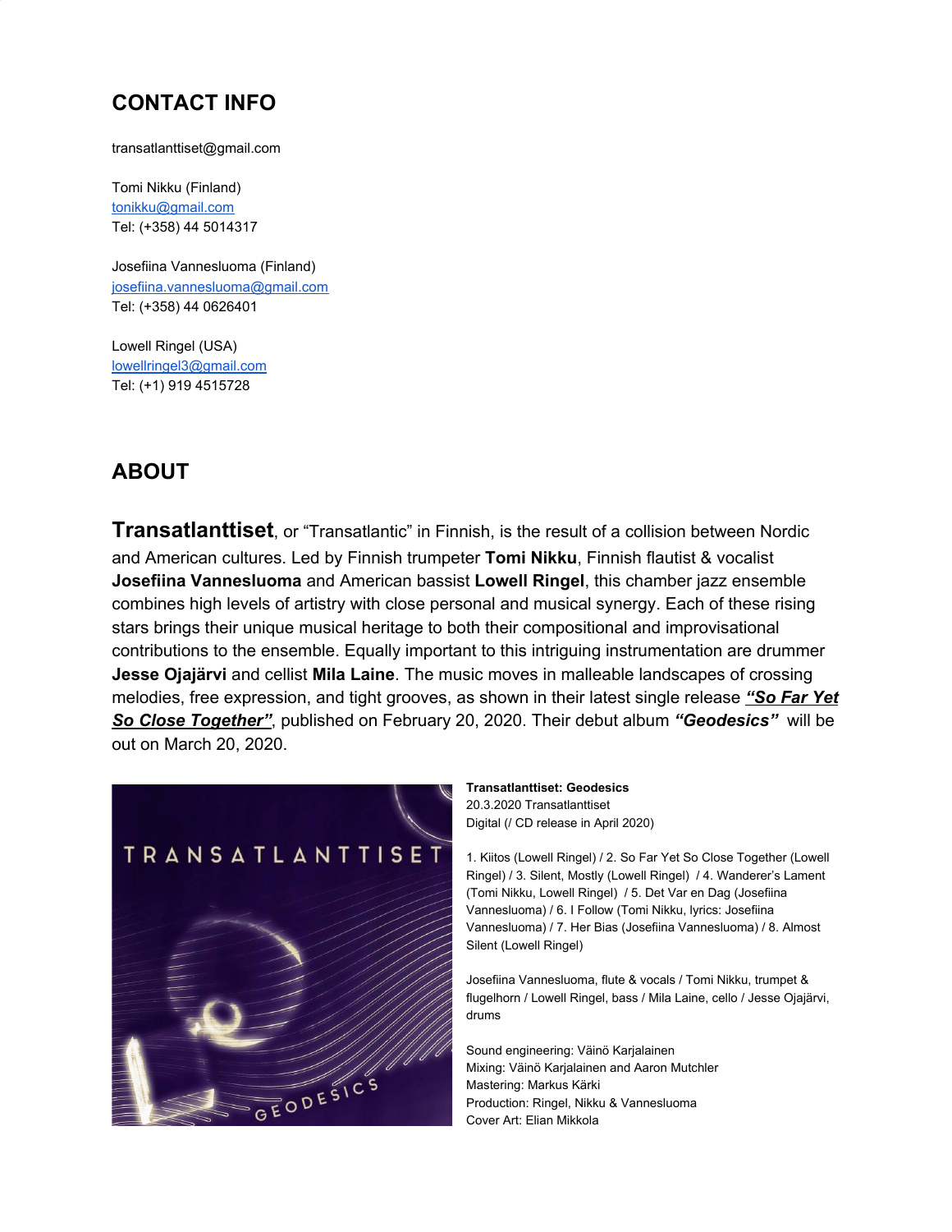## CONTACT INFO

transatlanttiset@gmail.com

Tomi Nikku (Finland)
tonikku@gmail.com
Tel: (+358) 44 5014317

Josefiina Vannesluoma (Finland)
josefiina.vannesluoma@gmail.com
Tel: (+358) 44 0626401

Lowell Ringel (USA)
lowellringel3@gmail.com
Tel: (+1) 919 4515728

## ABOUT

**Transatlanttiset**, or "Transatlantic" in Finnish, is the result of a collision between Nordic and American cultures. Led by Finnish trumpeter **Tomi Nikku**, Finnish flautist & vocalist **Josefiina Vannesluoma** and American bassist **Lowell Ringel**, this chamber jazz ensemble combines high levels of artistry with close personal and musical synergy. Each of these rising stars brings their unique musical heritage to both their compositional and improvisational contributions to the ensemble. Equally important to this intriguing instrumentation are drummer **Jesse Ojajärvi** and cellist **Mila Laine**. The music moves in malleable landscapes of crossing melodies, free expression, and tight grooves, as shown in their latest single release ***"So Far Yet So Close Together"***, published on February 20, 2020. Their debut album ***"Geodesics"*** will be out on March 20, 2020.

**Transatlanttiset: Geodesics**
20.3.2020 Transatlanttiset
Digital (/ CD release in April 2020)

1. Kiitos (Lowell Ringel) / 2. So Far Yet So Close Together (Lowell Ringel) / 3. Silent, Mostly (Lowell Ringel) / 4. Wanderer's Lament (Tomi Nikku, Lowell Ringel) / 5. Det Var en Dag (Josefiina Vannesluoma) / 6. I Follow (Tomi Nikku, lyrics: Josefiina Vannesluoma) / 7. Her Bias (Josefiina Vannesluoma) / 8. Almost Silent (Lowell Ringel)

Josefiina Vannesluoma, flute & vocals / Tomi Nikku, trumpet & flugelhorn / Lowell Ringel, bass / Mila Laine, cello / Jesse Ojajärvi, drums

Sound engineering: Väinö Karjalainen
Mixing: Väinö Karjalainen and Aaron Mutchler
Mastering: Markus Kärki
Production: Ringel, Nikku & Vannesluoma
Cover Art: Elian Mikkola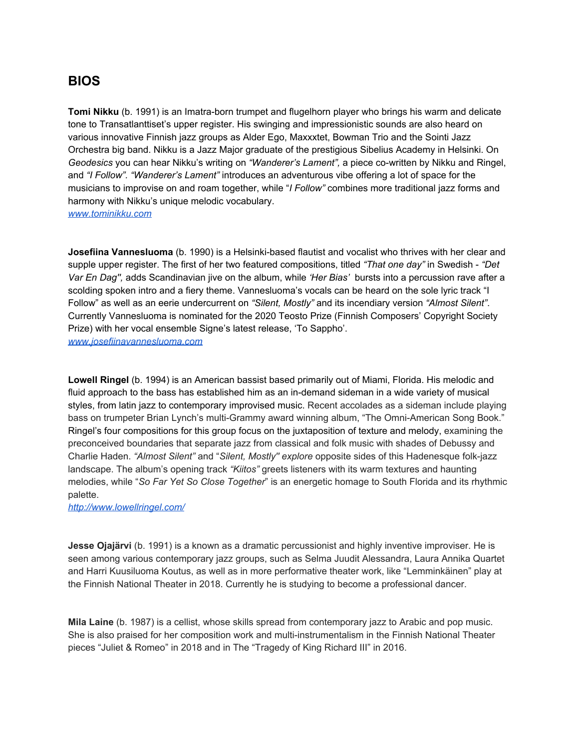## BIOS

**Tomi Nikku** (b. 1991) is an Imatra-born trumpet and flugelhorn player who brings his warm and delicate tone to Transatlanttiset's upper register. His swinging and impressionistic sounds are also heard on various innovative Finnish jazz groups as Alder Ego, Maxxxtet, Bowman Trio and the Sointi Jazz Orchestra big band. Nikku is a Jazz Major graduate of the prestigious Sibelius Academy in Helsinki. On *Geodesics* you can hear Nikku's writing on *"Wanderer's Lament",* a piece co-written by Nikku and Ringel, and *"I Follow". "Wanderer's Lament"* introduces an adventurous vibe offering a lot of space for the musicians to improvise on and roam together, while "*I Follow"* combines more traditional jazz forms and harmony with Nikku's unique melodic vocabulary.
[www.tominikku.com](www.tominikku.com)

**Josefiina Vannesluoma** (b. 1990) is a Helsinki-based flautist and vocalist who thrives with her clear and supple upper register. The first of her two featured compositions, titled *"That one day"* in Swedish - *"Det Var En Dag",* adds Scandinavian jive on the album, while *'Her Bias'* bursts into a percussion rave after a scolding spoken intro and a fiery theme. Vannesluoma's vocals can be heard on the sole lyric track "I Follow" as well as an eerie undercurrent on *"Silent, Mostly"* and its incendiary version *"Almost Silent"*. Currently Vannesluoma is nominated for the 2020 Teosto Prize (Finnish Composers' Copyright Society Prize) with her vocal ensemble Signe's latest release, 'To Sappho'.
[www.josefiinavannesluoma.com](www.josefiinavannesluoma.com)

**Lowell Ringel** (b. 1994) is an American bassist based primarily out of Miami, Florida. His melodic and fluid approach to the bass has established him as an in-demand sideman in a wide variety of musical styles, from latin jazz to contemporary improvised music. Recent accolades as a sideman include playing bass on trumpeter Brian Lynch's multi-Grammy award winning album, "The Omni-American Song Book." Ringel's four compositions for this group focus on the juxtaposition of texture and melody, examining the preconceived boundaries that separate jazz from classical and folk music with shades of Debussy and Charlie Haden. *"Almost Silent"* and "*Silent, Mostly" explore* opposite sides of this Hadenesque folk-jazz landscape. The album's opening track *"Kiitos"* greets listeners with its warm textures and haunting melodies, while "*So Far Yet So Close Together*" is an energetic homage to South Florida and its rhythmic palette.
[http://www.lowellringel.com/](http://www.lowellringel.com/)

**Jesse Ojajärvi** (b. 1991) is a known as a dramatic percussionist and highly inventive improviser. He is seen among various contemporary jazz groups, such as Selma Juudit Alessandra, Laura Annika Quartet and Harri Kuusiluoma Koutus, as well as in more performative theater work, like "Lemminkäinen" play at the Finnish National Theater in 2018. Currently he is studying to become a professional dancer.

**Mila Laine** (b. 1987) is a cellist, whose skills spread from contemporary jazz to Arabic and pop music. She is also praised for her composition work and multi-instrumentalism in the Finnish National Theater pieces "Juliet & Romeo" in 2018 and in The "Tragedy of King Richard III" in 2016.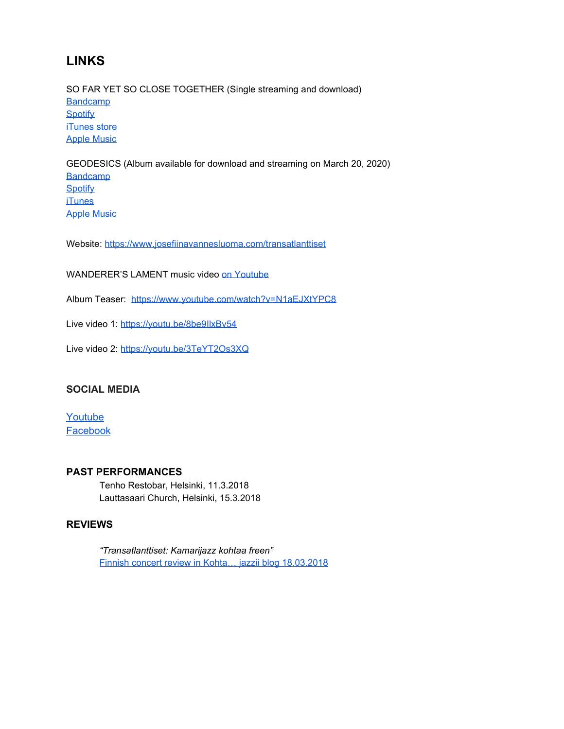## LINKS

SO FAR YET SO CLOSE TOGETHER (Single streaming and download)
Bandcamp
Spotify
iTunes store
Apple Music

GEODESICS (Album available for download and streaming on March 20, 2020)
Bandcamp
Spotify
iTunes
Apple Music

Website: https://www.josefiinavannesluoma.com/transatlanttiset

WANDERER'S LAMENT music video on Youtube

Album Teaser: https://www.youtube.com/watch?v=N1aEJXtYPC8

Live video 1: https://youtu.be/8be9IlxBv54

Live video 2: https://youtu.be/3TeYT2Os3XQ

### SOCIAL MEDIA

Youtube
Facebook

### PAST PERFORMANCES

Tenho Restobar, Helsinki, 11.3.2018
Lauttasaari Church, Helsinki, 15.3.2018

### REVIEWS

*"Transatlanttiset: Kamarijazz kohtaa freen"*
Finnish concert review in Kohta… jazzii blog 18.03.2018